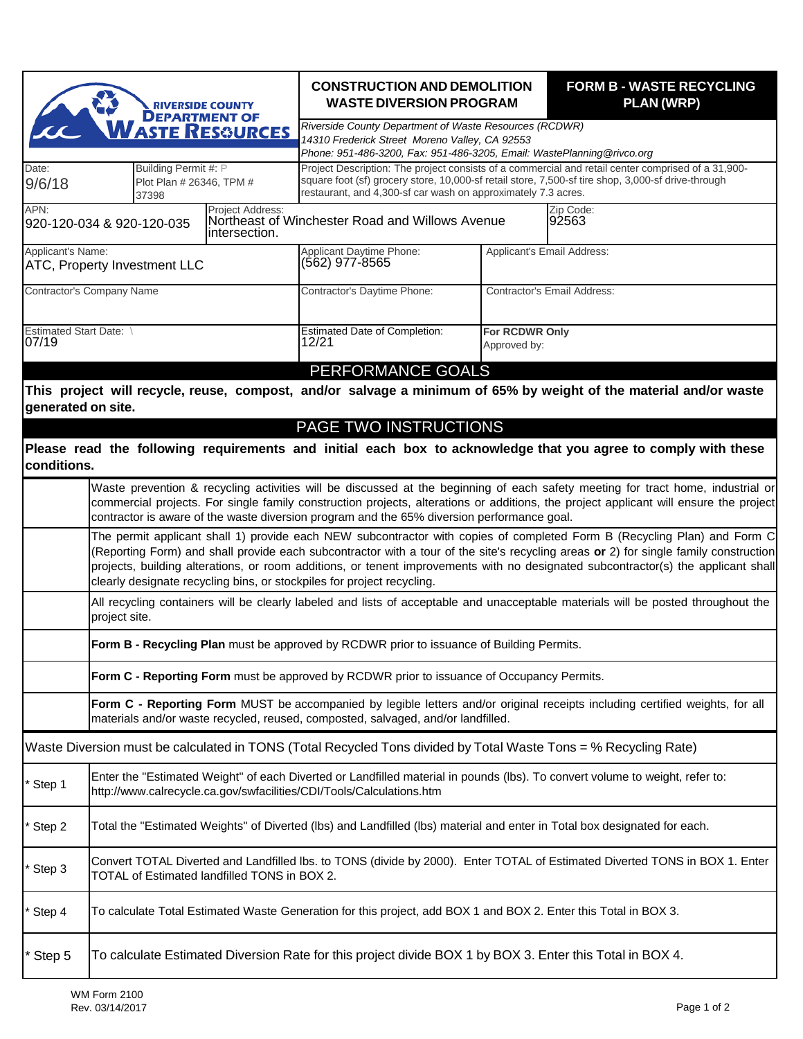RIVERSIDE COUNTY DEPARTMENT OF WASTE RESOURCES

# CONSTRUCTION AND DEMOLITION WASTE DIVERSION PROGRAM

# FORM B - WASTE RECYCLING PLAN (WRP)

*Riverside County Department of Waste Resources (RCDWR)*
*14310 Frederick Street Moreno Valley, CA 92553*
*Phone: 951-486-3200, Fax: 951-486-3205, Email: WastePlanning@rivco.org*

| Date: | Building Permit #: | Project Description: |
|---|---|---|
| 9/6/18 | P Plot Plan # 26346, TPM # 37398 | The project consists of a commercial and retail center comprised of a 31,900-square foot (sf) grocery store, 10,000-sf retail store, 7,500-sf tire shop, 3,000-sf drive-through restaurant, and 4,300-sf car wash on approximately 7.3 acres. |

| APN: | Project Address: | Zip Code: |
|---|---|---|
| 920-120-034 & 920-120-035 | Northeast of Winchester Road and Willows Avenue intersection. | 92563 |

| Applicant's Name: | Applicant Daytime Phone: | Applicant's Email Address: |
|---|---|---|
| ATC, Property Investment LLC | (562) 977-8565 | |

| Contractor's Company Name | Contractor's Daytime Phone: | Contractor's Email Address: |
|---|---|---|
| | | |

| Estimated Start Date: | Estimated Date of Completion: | For RCDWR Only |
|---|---|---|
| 07/19 | 12/21 | Approved by: |

## PERFORMANCE GOALS

**This project will recycle, reuse, compost, and/or salvage a minimum of 65% by weight of the material and/or waste generated on site.**

## PAGE TWO INSTRUCTIONS

**Please read the following requirements and initial each box to acknowledge that you agree to comply with these conditions.**

| Initial | Requirement |
|---|---|
| | Waste prevention & recycling activities will be discussed at the beginning of each safety meeting for tract home, industrial or commercial projects. For single family construction projects, alterations or additions, the project applicant will ensure the project contractor is aware of the waste diversion program and the 65% diversion performance goal. |
| | The permit applicant shall 1) provide each NEW subcontractor with copies of completed Form B (Recycling Plan) and Form C (Reporting Form) and shall provide each subcontractor with a tour of the site's recycling areas **or** 2) for single family construction projects, building alterations, or room additions, or tenent improvements with no designated subcontractor(s) the applicant shall clearly designate recycling bins, or stockpiles for project recycling. |
| | All recycling containers will be clearly labeled and lists of acceptable and unacceptable materials will be posted throughout the project site. |
| | **Form B - Recycling Plan** must be approved by RCDWR prior to issuance of Building Permits. |
| | **Form C - Reporting Form** must be approved by RCDWR prior to issuance of Occupancy Permits. |
| | **Form C - Reporting Form** MUST be accompanied by legible letters and/or original receipts including certified weights, for all materials and/or waste recycled, reused, composted, salvaged, and/or landfilled. |

Waste Diversion must be calculated in TONS (Total Recycled Tons divided by Total Waste Tons = % Recycling Rate)

| Step | Instruction |
|---|---|
| * Step 1 | Enter the "Estimated Weight" of each Diverted or Landfilled material in pounds (lbs). To convert volume to weight, refer to: http://www.calrecycle.ca.gov/swfacilities/CDI/Tools/Calculations.htm |
| * Step 2 | Total the "Estimated Weights" of Diverted (lbs) and Landfilled (lbs) material and enter in Total box designated for each. |
| * Step 3 | Convert TOTAL Diverted and Landfilled lbs. to TONS (divide by 2000). Enter TOTAL of Estimated Diverted TONS in BOX 1. Enter TOTAL of Estimated landfilled TONS in BOX 2. |
| * Step 4 | To calculate Total Estimated Waste Generation for this project, add BOX 1 and BOX 2. Enter this Total in BOX 3. |
| * Step 5 | To calculate Estimated Diversion Rate for this project divide BOX 1 by BOX 3. Enter this Total in BOX 4. |

WM Form 2100
Rev. 03/14/2017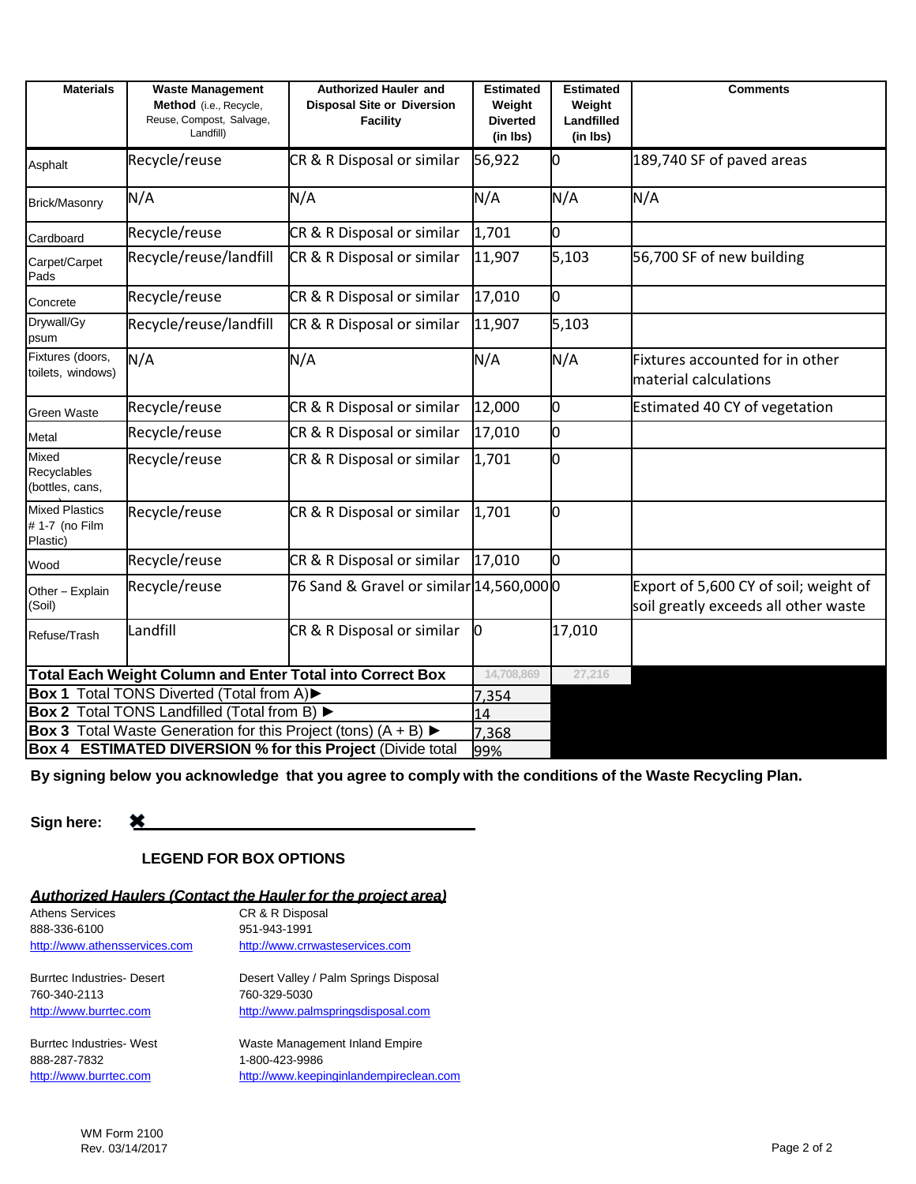| Materials | Waste Management Method (i.e., Recycle, Reuse, Compost, Salvage, Landfill) | Authorized Hauler and Disposal Site or Diversion Facility | Estimated Weight Diverted (in lbs) | Estimated Weight Landfilled (in lbs) | Comments |
|---|---|---|---|---|---|
| Asphalt | Recycle/reuse | CR & R Disposal or similar | 56,922 | 0 | 189,740 SF of paved areas |
| Brick/Masonry | N/A | N/A | N/A | N/A | N/A |
| Cardboard | Recycle/reuse | CR & R Disposal or similar | 1,701 | 0 | |
| Carpet/Carpet Pads | Recycle/reuse/landfill | CR & R Disposal or similar | 11,907 | 5,103 | 56,700 SF of new building |
| Concrete | Recycle/reuse | CR & R Disposal or similar | 17,010 | 0 | |
| Drywall/Gypsum | Recycle/reuse/landfill | CR & R Disposal or similar | 11,907 | 5,103 | |
| Fixtures (doors, toilets, windows) | N/A | N/A | N/A | N/A | Fixtures accounted for in other material calculations |
| Green Waste | Recycle/reuse | CR & R Disposal or similar | 12,000 | 0 | Estimated 40 CY of vegetation |
| Metal | Recycle/reuse | CR & R Disposal or similar | 17,010 | 0 | |
| Mixed Recyclables (bottles, cans, | Recycle/reuse | CR & R Disposal or similar | 1,701 | 0 | |
| Mixed Plastics # 1-7 (no Film Plastic) | Recycle/reuse | CR & R Disposal or similar | 1,701 | 0 | |
| Wood | Recycle/reuse | CR & R Disposal or similar | 17,010 | 0 | |
| Other – Explain (Soil) | Recycle/reuse | 76 Sand & Gravel or similar | 14,560,000 | 0 | Export of 5,600 CY of soil; weight of soil greatly exceeds all other waste |
| Refuse/Trash | Landfill | CR & R Disposal or similar | 0 | 17,010 | |
| **Total Each Weight Column and Enter Total into Correct Box** | | | 14,708,869 | 27,216 | |
| **Box 1** Total TONS Diverted (Total from A)► | | | 7,354 | | |
| **Box 2** Total TONS Landfilled (Total from B) ► | | | 14 | | |
| **Box 3** Total Waste Generation for this Project (tons) (A + B) ► | | | 7,368 | | |
| **Box 4 ESTIMATED DIVERSION % for this Project** (Divide total | | | 99% | | |

**By signing below you acknowledge that you agree to comply with the conditions of the Waste Recycling Plan.**

**Sign here:** ✖ ________________________________________

**LEGEND FOR BOX OPTIONS**

***Authorized Haulers (Contact the Hauler for the project area)***

Athens Services
888-336-6100
http://www.athensservices.com

CR & R Disposal
951-943-1991
http://www.crrwasteservices.com

Burrtec Industries- Desert
760-340-2113
http://www.burrtec.com

Desert Valley / Palm Springs Disposal
760-329-5030
http://www.palmspringsdisposal.com

Burrtec Industries- West
888-287-7832
http://www.burrtec.com

Waste Management Inland Empire
1-800-423-9986
http://www.keepinginlandempireclean.com

WM Form 2100
Rev. 03/14/2017